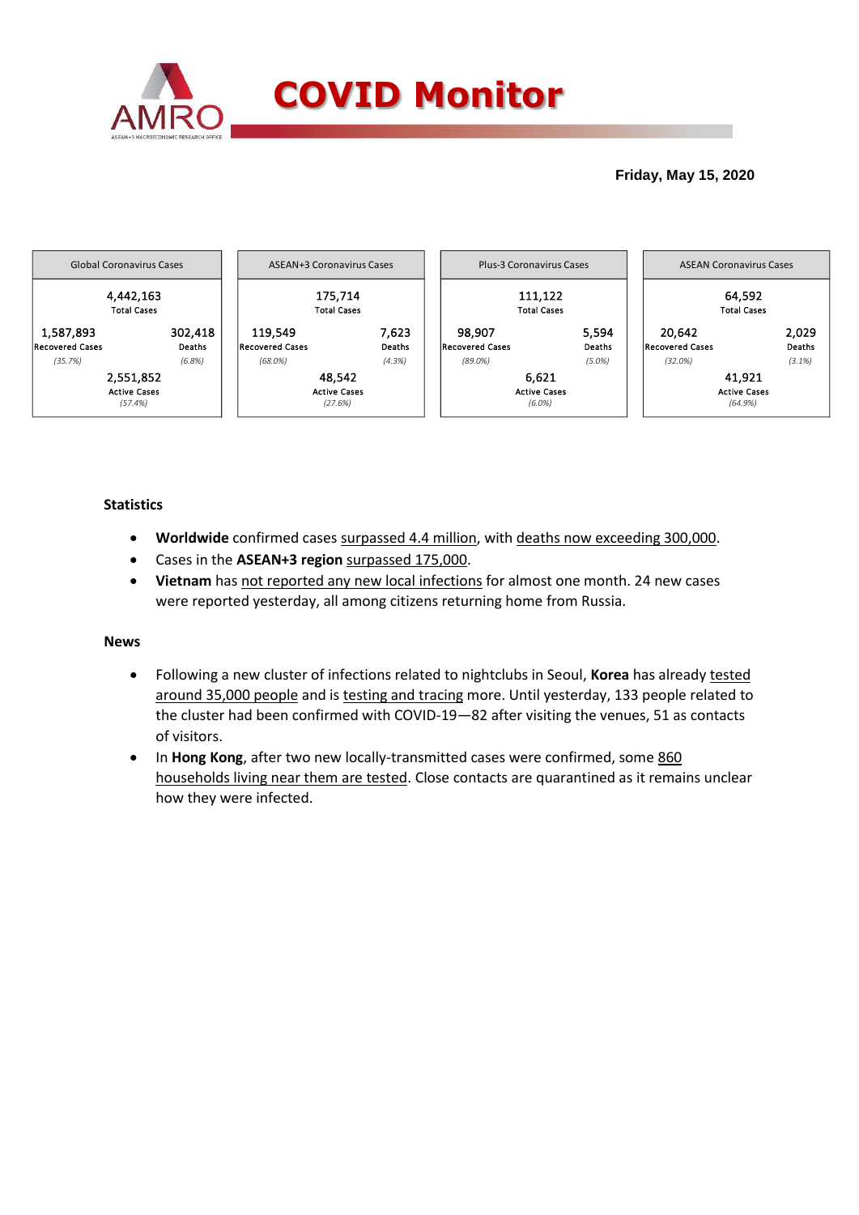# COVID Monitor

**Friday, May 15, 2020**

| Global Coronavirus Cases | ASEAN+3 Coronavirus Cases | Plus-3 Coronavirus Cases | ASEAN Coronavirus Cases |
|---|---|---|---|
| 4,442,163 Total Cases | 175,714 Total Cases | 111,122 Total Cases | 64,592 Total Cases |
| 1,587,893 Recovered Cases *(35.7%)* | 119,549 Recovered Cases *(68.0%)* | 98,907 Recovered Cases *(89.0%)* | 20,642 Recovered Cases *(32.0%)* |
| 302,418 Deaths *(6.8%)* | 7,623 Deaths *(4.3%)* | 5,594 Deaths *(5.0%)* | 2,029 Deaths *(3.1%)* |
| 2,551,852 Active Cases *(57.4%)* | 48,542 Active Cases *(27.6%)* | 6,621 Active Cases *(6.0%)* | 41,921 Active Cases *(64.9%)* |

### Statistics

- **Worldwide** confirmed cases surpassed 4.4 million, with deaths now exceeding 300,000.
- Cases in the **ASEAN+3 region** surpassed 175,000.
- **Vietnam** has not reported any new local infections for almost one month. 24 new cases were reported yesterday, all among citizens returning home from Russia.

### News

- Following a new cluster of infections related to nightclubs in Seoul, **Korea** has already tested around 35,000 people and is testing and tracing more. Until yesterday, 133 people related to the cluster had been confirmed with COVID-19—82 after visiting the venues, 51 as contacts of visitors.
- In **Hong Kong**, after two new locally-transmitted cases were confirmed, some 860 households living near them are tested. Close contacts are quarantined as it remains unclear how they were infected.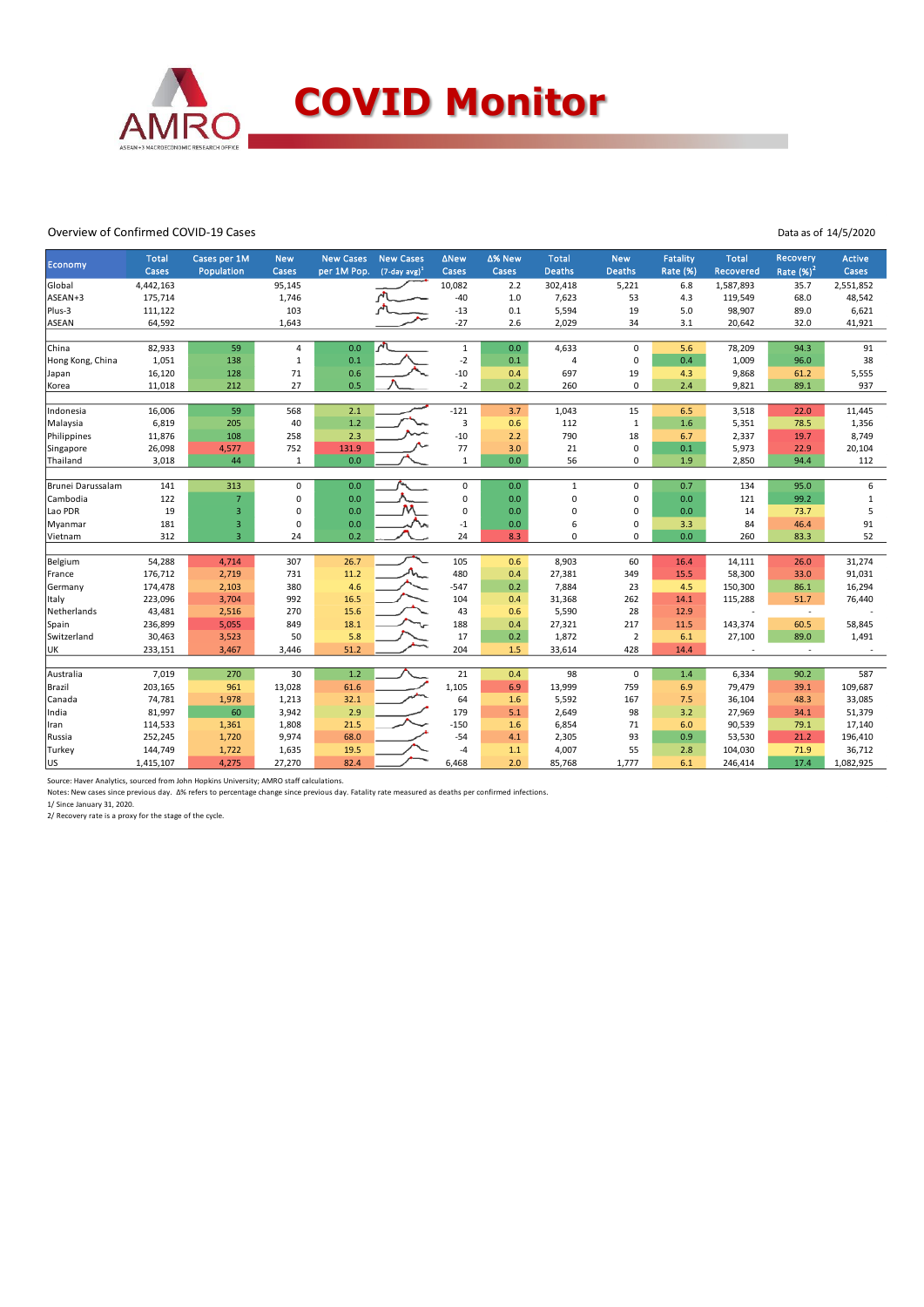# COVID Monitor

Overview of Confirmed COVID-19 Cases

Data as of 14/5/2020

| Economy | Total Cases | Cases per 1M Population | New Cases | New Cases per 1M Pop. | New Cases (7-day avg)[1] | ΔNew Cases | Δ% New Cases | Total Deaths | New Deaths | Fatality Rate (%) | Total Recovered | Recovery Rate (%)[2] | Active Cases |
|---|---|---|---|---|---|---|---|---|---|---|---|---|---|
| Global | 4,442,163 | | 95,145 | | | 10,082 | 2.2 | 302,418 | 5,221 | 6.8 | 1,587,893 | 35.7 | 2,551,852 |
| ASEAN+3 | 175,714 | | 1,746 | | | -40 | 1.0 | 7,623 | 53 | 4.3 | 119,549 | 68.0 | 48,542 |
| Plus-3 | 111,122 | | 103 | | | -13 | 0.1 | 5,594 | 19 | 5.0 | 98,907 | 89.0 | 6,621 |
| ASEAN | 64,592 | | 1,643 | | | -27 | 2.6 | 2,029 | 34 | 3.1 | 20,642 | 32.0 | 41,921 |
| | | | | | | | | | | | | | |
| China | 82,933 | 59 | 4 | 0.0 | | 1 | 0.0 | 4,633 | 0 | 5.6 | 78,209 | 94.3 | 91 |
| Hong Kong, China | 1,051 | 138 | 1 | 0.1 | | -2 | 0.1 | 4 | 0 | 0.4 | 1,009 | 96.0 | 38 |
| Japan | 16,120 | 128 | 71 | 0.6 | | -10 | 0.4 | 697 | 19 | 4.3 | 9,868 | 61.2 | 5,555 |
| Korea | 11,018 | 212 | 27 | 0.5 | | -2 | 0.2 | 260 | 0 | 2.4 | 9,821 | 89.1 | 937 |
| | | | | | | | | | | | | | |
| Indonesia | 16,006 | 59 | 568 | 2.1 | | -121 | 3.7 | 1,043 | 15 | 6.5 | 3,518 | 22.0 | 11,445 |
| Malaysia | 6,819 | 205 | 40 | 1.2 | | 3 | 0.6 | 112 | 1 | 1.6 | 5,351 | 78.5 | 1,356 |
| Philippines | 11,876 | 108 | 258 | 2.3 | | -10 | 2.2 | 790 | 18 | 6.7 | 2,337 | 19.7 | 8,749 |
| Singapore | 26,098 | 4,577 | 752 | 131.9 | | 77 | 3.0 | 21 | 0 | 0.1 | 5,973 | 22.9 | 20,104 |
| Thailand | 3,018 | 44 | 1 | 0.0 | | 1 | 0.0 | 56 | 0 | 1.9 | 2,850 | 94.4 | 112 |
| | | | | | | | | | | | | | |
| Brunei Darussalam | 141 | 313 | 0 | 0.0 | | 0 | 0.0 | 1 | 0 | 0.7 | 134 | 95.0 | 6 |
| Cambodia | 122 | 7 | 0 | 0.0 | | 0 | 0.0 | 0 | 0 | 0.0 | 121 | 99.2 | 1 |
| Lao PDR | 19 | 3 | 0 | 0.0 | | 0 | 0.0 | 0 | 0 | 0.0 | 14 | 73.7 | 5 |
| Myanmar | 181 | 3 | 0 | 0.0 | | -1 | 0.0 | 6 | 0 | 3.3 | 84 | 46.4 | 91 |
| Vietnam | 312 | 3 | 24 | 0.2 | | 24 | 8.3 | 0 | 0 | 0.0 | 260 | 83.3 | 52 |
| | | | | | | | | | | | | | |
| Belgium | 54,288 | 4,714 | 307 | 26.7 | | 105 | 0.6 | 8,903 | 60 | 16.4 | 14,111 | 26.0 | 31,274 |
| France | 176,712 | 2,719 | 731 | 11.2 | | 480 | 0.4 | 27,381 | 349 | 15.5 | 58,300 | 33.0 | 91,031 |
| Germany | 174,478 | 2,103 | 380 | 4.6 | | -547 | 0.2 | 7,884 | 23 | 4.5 | 150,300 | 86.1 | 16,294 |
| Italy | 223,096 | 3,704 | 992 | 16.5 | | 104 | 0.4 | 31,368 | 262 | 14.1 | 115,288 | 51.7 | 76,440 |
| Netherlands | 43,481 | 2,516 | 270 | 15.6 | | 43 | 0.6 | 5,590 | 28 | 12.9 | - | - | - |
| Spain | 236,899 | 5,055 | 849 | 18.1 | | 188 | 0.4 | 27,321 | 217 | 11.5 | 143,374 | 60.5 | 58,845 |
| Switzerland | 30,463 | 3,523 | 50 | 5.8 | | 17 | 0.2 | 1,872 | 2 | 6.1 | 27,100 | 89.0 | 1,491 |
| UK | 233,151 | 3,467 | 3,446 | 51.2 | | 204 | 1.5 | 33,614 | 428 | 14.4 | - | - | - |
| | | | | | | | | | | | | | |
| Australia | 7,019 | 270 | 30 | 1.2 | | 21 | 0.4 | 98 | 0 | 1.4 | 6,334 | 90.2 | 587 |
| Brazil | 203,165 | 961 | 13,028 | 61.6 | | 1,105 | 6.9 | 13,999 | 759 | 6.9 | 79,479 | 39.1 | 109,687 |
| Canada | 74,781 | 1,978 | 1,213 | 32.1 | | 64 | 1.6 | 5,592 | 167 | 7.5 | 36,104 | 48.3 | 33,085 |
| India | 81,997 | 60 | 3,942 | 2.9 | | 179 | 5.1 | 2,649 | 98 | 3.2 | 27,969 | 34.1 | 51,379 |
| Iran | 114,533 | 1,361 | 1,808 | 21.5 | | -150 | 1.6 | 6,854 | 71 | 6.0 | 90,539 | 79.1 | 17,140 |
| Russia | 252,245 | 1,720 | 9,974 | 68.0 | | -54 | 4.1 | 2,305 | 93 | 0.9 | 53,530 | 21.2 | 196,410 |
| Turkey | 144,749 | 1,722 | 1,635 | 19.5 | | -4 | 1.1 | 4,007 | 55 | 2.8 | 104,030 | 71.9 | 36,712 |
| US | 1,415,107 | 4,275 | 27,270 | 82.4 | | 6,468 | 2.0 | 85,768 | 1,777 | 6.1 | 246,414 | 17.4 | 1,082,925 |

Source: Haver Analytics, sourced from John Hopkins University; AMRO staff calculations.

Notes: New cases since previous day. Δ% refers to percentage change since previous day. Fatality rate measured as deaths per confirmed infections.

1/ Since January 31, 2020.

2/ Recovery rate is a proxy for the stage of the cycle.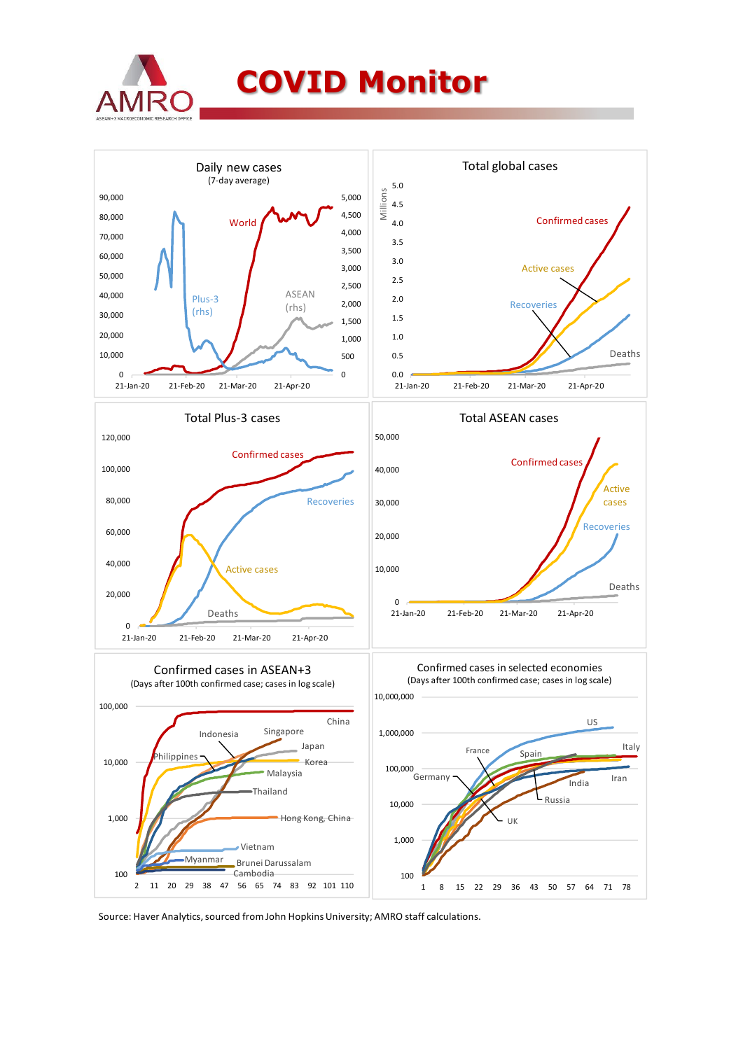# COVID Monitor

AMRO
ASEAN+3 MACROECONOMIC RESEARCH OFFICE

## Daily new cases

(7-day average)

90,000
80,000
70,000
60,000
50,000
40,000
30,000
20,000
10,000
0

5,000
4,500
4,000
3,500
3,000
2,500
2,000
1,500
1,000
500
0

World
Plus-3 (rhs)
ASEAN (rhs)

21-Jan-20
21-Feb-20
21-Mar-20
21-Apr-20

## Total global cases

Millions

5.0
4.5
4.0
3.5
3.0
2.5
2.0
1.5
1.0
0.5
0.0

Confirmed cases
Active cases
Recoveries
Deaths

21-Jan-20
21-Feb-20
21-Mar-20
21-Apr-20

## Total Plus-3 cases

120,000
100,000
80,000
60,000
40,000
20,000
0

Confirmed cases
Recoveries
Active cases
Deaths

21-Jan-20
21-Feb-20
21-Mar-20
21-Apr-20

## Total ASEAN cases

50,000
40,000
30,000
20,000
10,000
0

Confirmed cases
Active cases
Recoveries
Deaths

21-Jan-20
21-Feb-20
21-Mar-20
21-Apr-20

## Confirmed cases in ASEAN+3

(Days after 100th confirmed case; cases in log scale)

100,000
10,000
1,000
100

China
Indonesia
Singapore
Japan
Philippines
Korea
Malaysia
Thailand
Hong Kong, China
Vietnam
Myanmar
Brunei Darussalam
Cambodia

2
11
20
29
38
47
56
65
74
83
92
101
110

## Confirmed cases in selected economies

(Days after 100th confirmed case; cases in log scale)

10,000,000
1,000,000
100,000
10,000
1,000
100

US
Italy
France
Spain
Germany
Iran
India
Russia
UK

1
8
15
22
29
36
43
50
57
64
71
78

Source: Haver Analytics, sourced from John Hopkins University; AMRO staff calculations.